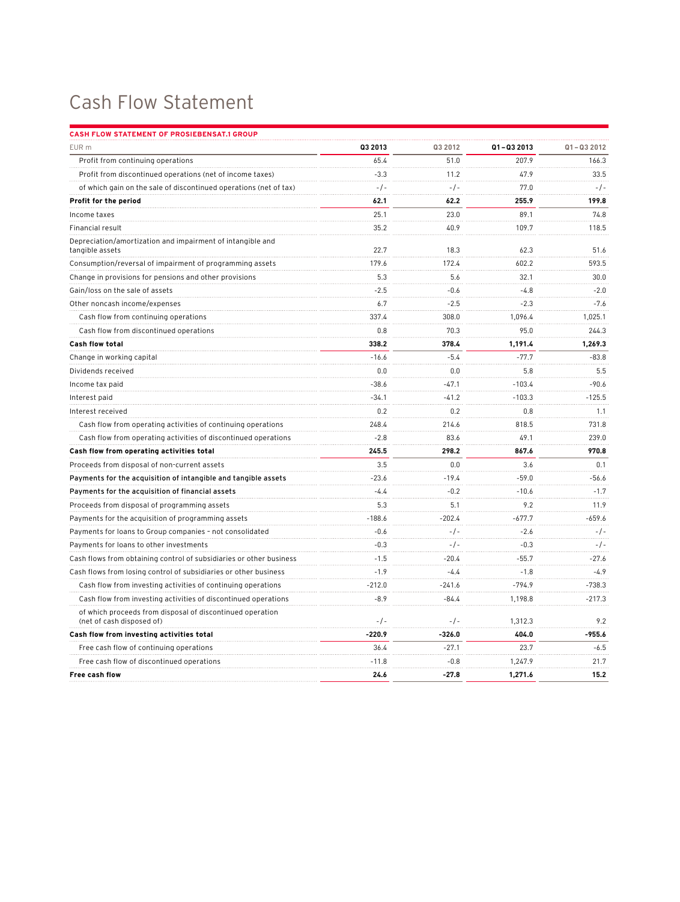# Cash Flow Statement

**CASH FLOW STATEMENT OF PROSIEBENSAT.1 GROUP**

| EUR m | Q3 2013 | Q3 2012 | Q1 – Q3 2013 | Q1 – Q3 2012 |
|---|---|---|---|---|
| Profit from continuing operations | 65.4 | 51.0 | 207.9 | 166.3 |
| Profit from discontinued operations (net of income taxes) | -3.3 | 11.2 | 47.9 | 33.5 |
| of which gain on the sale of discontinued operations (net of tax) | -/- | -/- | 77.0 | -/- |
| **Profit for the period** | **62.1** | **62.2** | **255.9** | **199.8** |
| Income taxes | 25.1 | 23.0 | 89.1 | 74.8 |
| Financial result | 35.2 | 40.9 | 109.7 | 118.5 |
| Depreciation/amortization and impairment of intangible and tangible assets | 22.7 | 18.3 | 62.3 | 51.6 |
| Consumption/reversal of impairment of programming assets | 179.6 | 172.4 | 602.2 | 593.5 |
| Change in provisions for pensions and other provisions | 5.3 | 5.6 | 32.1 | 30.0 |
| Gain/loss on the sale of assets | -2.5 | -0.6 | -4.8 | -2.0 |
| Other noncash income/expenses | 6.7 | -2.5 | -2.3 | -7.6 |
| Cash flow from continuing operations | 337.4 | 308.0 | 1,096.4 | 1,025.1 |
| Cash flow from discontinued operations | 0.8 | 70.3 | 95.0 | 244.3 |
| **Cash flow total** | **338.2** | **378.4** | **1,191.4** | **1,269.3** |
| Change in working capital | -16.6 | -5.4 | -77.7 | -83.8 |
| Dividends received | 0.0 | 0.0 | 5.8 | 5.5 |
| Income tax paid | -38.6 | -47.1 | -103.4 | -90.6 |
| Interest paid | -34.1 | -41.2 | -103.3 | -125.5 |
| Interest received | 0.2 | 0.2 | 0.8 | 1.1 |
| Cash flow from operating activities of continuing operations | 248.4 | 214.6 | 818.5 | 731.8 |
| Cash flow from operating activities of discontinued operations | -2.8 | 83.6 | 49.1 | 239.0 |
| **Cash flow from operating activities total** | **245.5** | **298.2** | **867.6** | **970.8** |
| Proceeds from disposal of non-current assets | 3.5 | 0.0 | 3.6 | 0.1 |
| **Payments for the acquisition of intangible and tangible assets** | -23.6 | -19.4 | -59.0 | -56.6 |
| **Payments for the acquisition of financial assets** | -4.4 | -0.2 | -10.6 | -1.7 |
| Proceeds from disposal of programming assets | 5.3 | 5.1 | 9.2 | 11.9 |
| Payments for the acquisition of programming assets | -188.6 | -202.4 | -677.7 | -659.6 |
| Payments for loans to Group companies - not consolidated | -0.6 | -/- | -2.6 | -/- |
| Payments for loans to other investments | -0.3 | -/- | -0.3 | -/- |
| Cash flows from obtaining control of subsidiaries or other business | -1.5 | -20.4 | -55.7 | -27.6 |
| Cash flows from losing control of subsidiaries or other business | -1.9 | -4.4 | -1.8 | -4.9 |
| Cash flow from investing activities of continuing operations | -212.0 | -241.6 | -794.9 | -738.3 |
| Cash flow from investing activities of discontinued operations | -8.9 | -84.4 | 1,198.8 | -217.3 |
| of which proceeds from disposal of discontinued operation (net of cash disposed of) | -/- | -/- | 1,312.3 | 9.2 |
| **Cash flow from investing activities total** | **-220.9** | **-326.0** | **404.0** | **-955.6** |
| Free cash flow of continuing operations | 36.4 | -27.1 | 23.7 | -6.5 |
| Free cash flow of discontinued operations | -11.8 | -0.8 | 1,247.9 | 21.7 |
| **Free cash flow** | **24.6** | **-27.8** | **1,271.6** | **15.2** |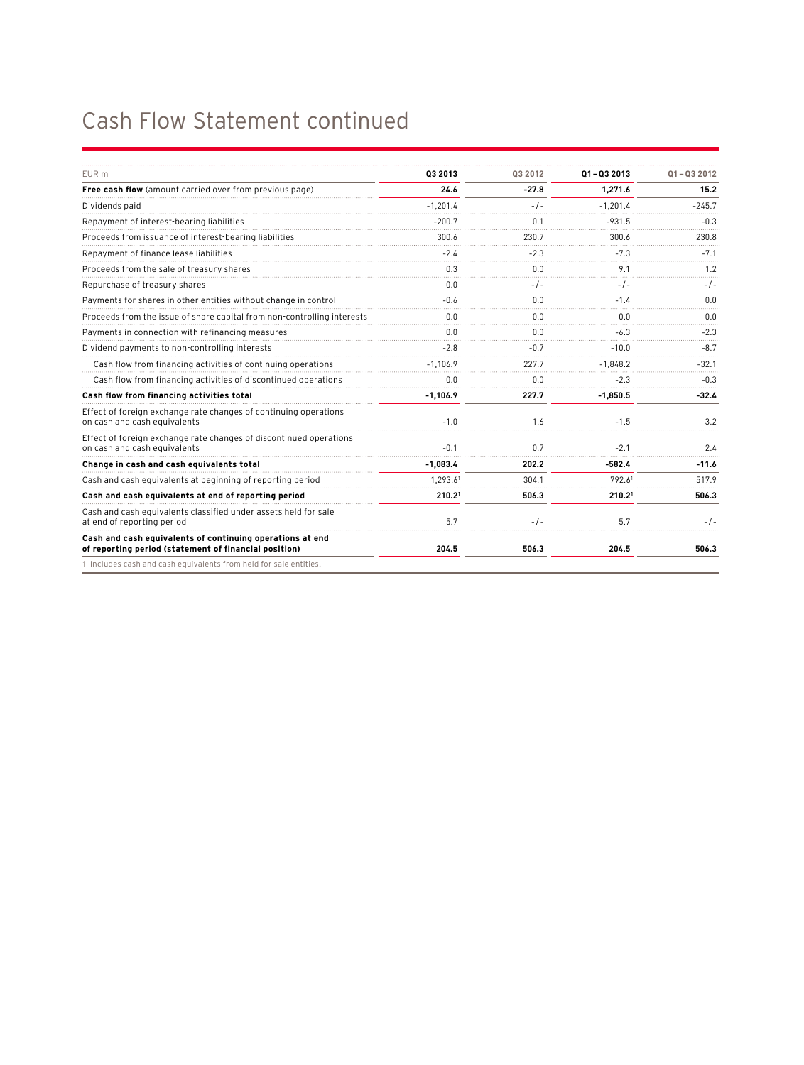# Cash Flow Statement continued

| EUR m | Q3 2013 | Q3 2012 | Q1 – Q3 2013 | Q1 – Q3 2012 |
|---|---|---|---|---|
| **Free cash flow** (amount carried over from previous page) | **24.6** | **-27.8** | **1,271.6** | **15.2** |
| Dividends paid | -1,201.4 | -/- | -1,201.4 | -245.7 |
| Repayment of interest-bearing liabilities | -200.7 | 0.1 | -931.5 | -0.3 |
| Proceeds from issuance of interest-bearing liabilities | 300.6 | 230.7 | 300.6 | 230.8 |
| Repayment of finance lease liabilities | -2.4 | -2.3 | -7.3 | -7.1 |
| Proceeds from the sale of treasury shares | 0.3 | 0.0 | 9.1 | 1.2 |
| Repurchase of treasury shares | 0.0 | -/- | -/- | -/- |
| Payments for shares in other entities without change in control | -0.6 | 0.0 | -1.4 | 0.0 |
| Proceeds from the issue of share capital from non-controlling interests | 0.0 | 0.0 | 0.0 | 0.0 |
| Payments in connection with refinancing measures | 0.0 | 0.0 | -6.3 | -2.3 |
| Dividend payments to non-controlling interests | -2.8 | -0.7 | -10.0 | -8.7 |
| Cash flow from financing activities of continuing operations | -1,106.9 | 227.7 | -1,848.2 | -32.1 |
| Cash flow from financing activities of discontinued operations | 0.0 | 0.0 | -2.3 | -0.3 |
| **Cash flow from financing activities total** | **-1,106.9** | **227.7** | **-1,850.5** | **-32.4** |
| Effect of foreign exchange rate changes of continuing operations on cash and cash equivalents | -1.0 | 1.6 | -1.5 | 3.2 |
| Effect of foreign exchange rate changes of discontinued operations on cash and cash equivalents | -0.1 | 0.7 | -2.1 | 2.4 |
| **Change in cash and cash equivalents total** | **-1,083.4** | **202.2** | **-582.4** | **-11.6** |
| Cash and cash equivalents at beginning of reporting period | 1,293.6[1] | 304.1 | 792.6[1] | 517.9 |
| **Cash and cash equivalents at end of reporting period** | **210.2**[1] | **506.3** | **210.2**[1] | **506.3** |
| Cash and cash equivalents classified under assets held for sale at end of reporting period | 5.7 | -/- | 5.7 | -/- |
| **Cash and cash equivalents of continuing operations at end of reporting period (statement of financial position)** | **204.5** | **506.3** | **204.5** | **506.3** |

1 Includes cash and cash equivalents from held for sale entities.